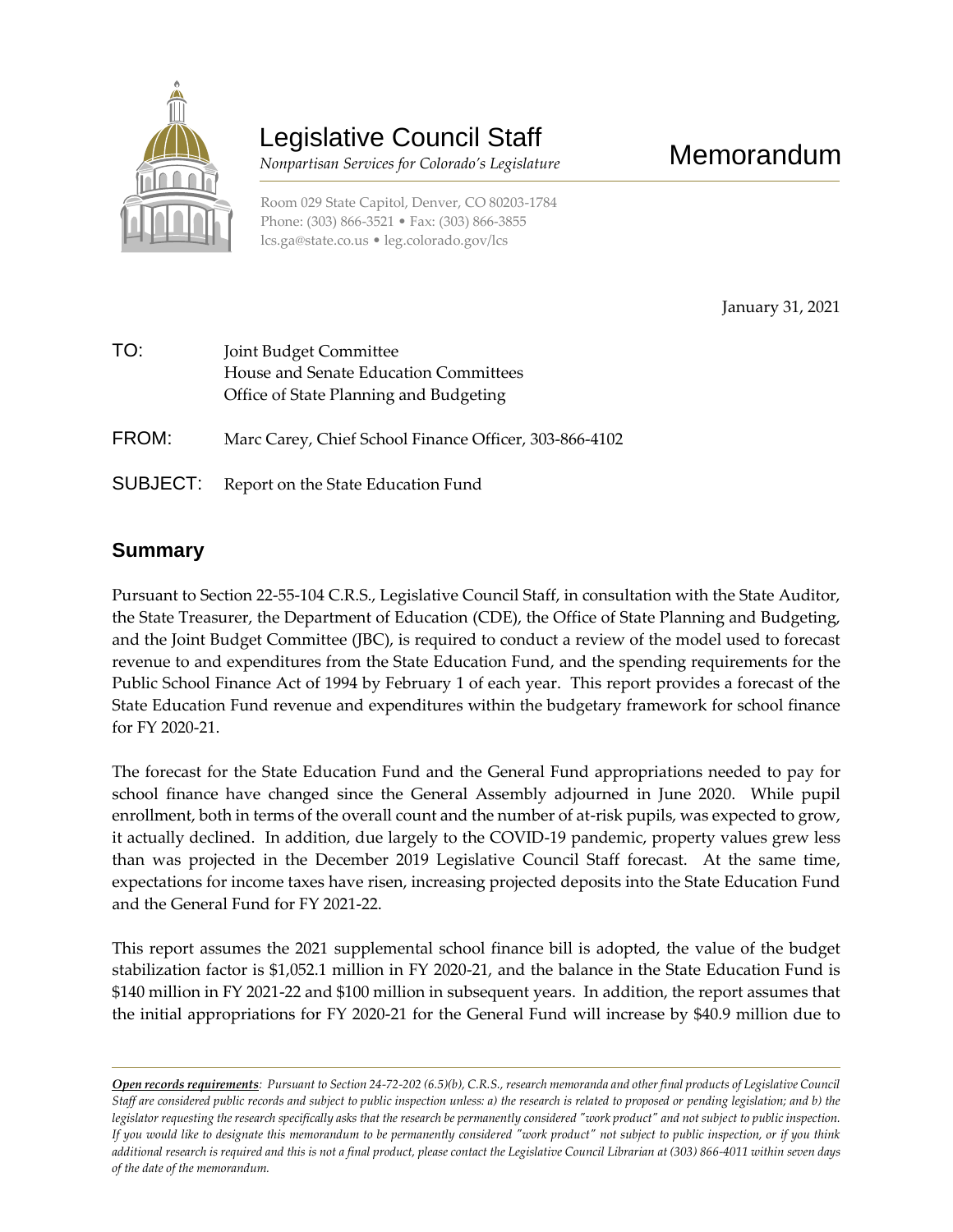# Legislative Council Staff

*Nonpartisan Services for Colorado's Legislature*

# Memorandum

Room 029 State Capitol, Denver, CO 80203-1784
Phone: (303) 866-3521 • Fax: (303) 866-3855
lcs.ga@state.co.us • leg.colorado.gov/lcs

January 31, 2021

TO: Joint Budget Committee
House and Senate Education Committees
Office of State Planning and Budgeting

FROM: Marc Carey, Chief School Finance Officer, 303-866-4102

SUBJECT: Report on the State Education Fund

## Summary

Pursuant to Section 22-55-104 C.R.S., Legislative Council Staff, in consultation with the State Auditor, the State Treasurer, the Department of Education (CDE), the Office of State Planning and Budgeting, and the Joint Budget Committee (JBC), is required to conduct a review of the model used to forecast revenue to and expenditures from the State Education Fund, and the spending requirements for the Public School Finance Act of 1994 by February 1 of each year. This report provides a forecast of the State Education Fund revenue and expenditures within the budgetary framework for school finance for FY 2020-21.

The forecast for the State Education Fund and the General Fund appropriations needed to pay for school finance have changed since the General Assembly adjourned in June 2020. While pupil enrollment, both in terms of the overall count and the number of at-risk pupils, was expected to grow, it actually declined. In addition, due largely to the COVID-19 pandemic, property values grew less than was projected in the December 2019 Legislative Council Staff forecast. At the same time, expectations for income taxes have risen, increasing projected deposits into the State Education Fund and the General Fund for FY 2021-22.

This report assumes the 2021 supplemental school finance bill is adopted, the value of the budget stabilization factor is $1,052.1 million in FY 2020-21, and the balance in the State Education Fund is $140 million in FY 2021-22 and $100 million in subsequent years. In addition, the report assumes that the initial appropriations for FY 2020-21 for the General Fund will increase by $40.9 million due to

***Open records requirements**: Pursuant to Section 24-72-202 (6.5)(b), C.R.S., research memoranda and other final products of Legislative Council Staff are considered public records and subject to public inspection unless: a) the research is related to proposed or pending legislation; and b) the legislator requesting the research specifically asks that the research be permanently considered "work product" and not subject to public inspection. If you would like to designate this memorandum to be permanently considered "work product" not subject to public inspection, or if you think additional research is required and this is not a final product, please contact the Legislative Council Librarian at (303) 866-4011 within seven days of the date of the memorandum.*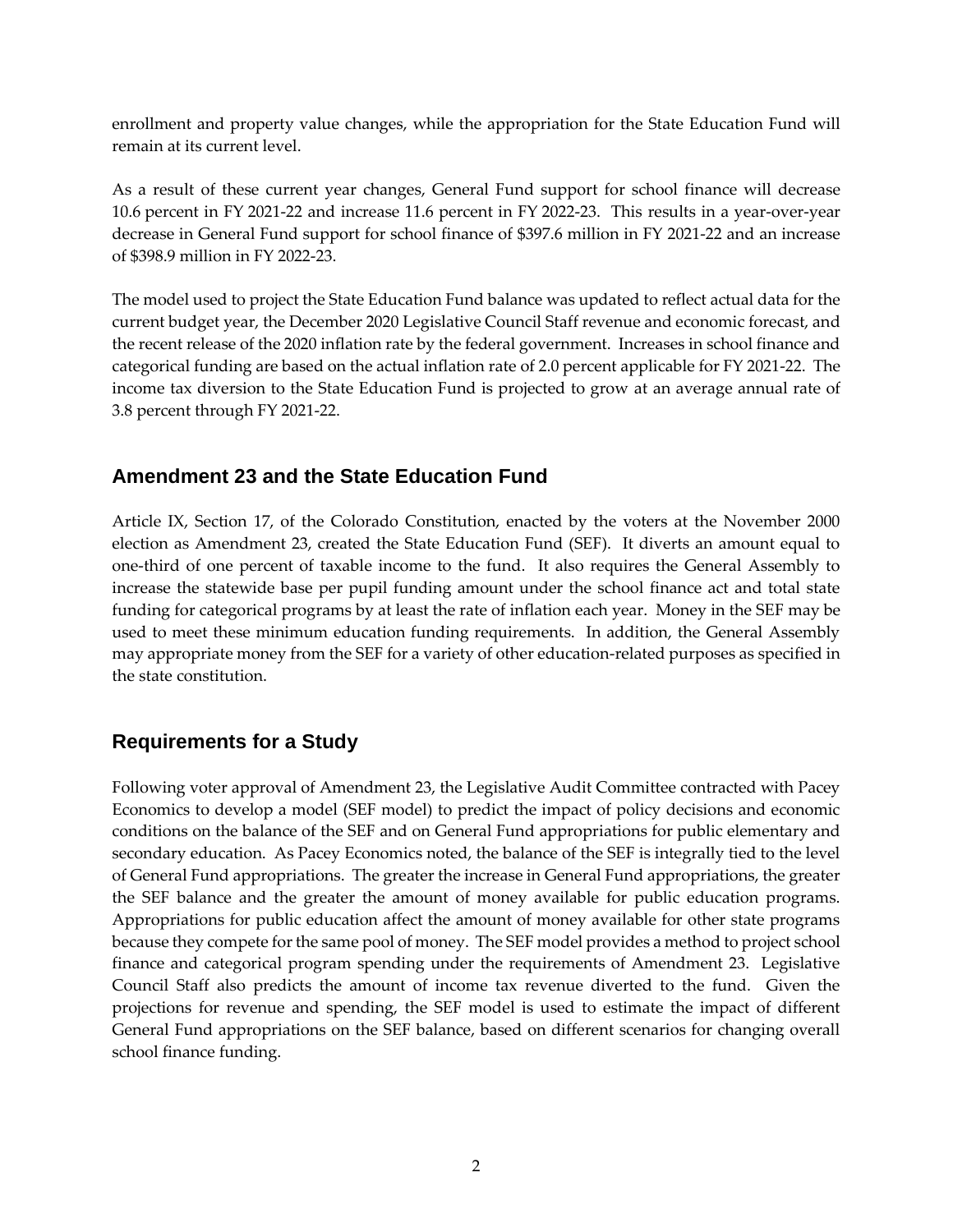enrollment and property value changes, while the appropriation for the State Education Fund will remain at its current level.

As a result of these current year changes, General Fund support for school finance will decrease 10.6 percent in FY 2021-22 and increase 11.6 percent in FY 2022-23. This results in a year-over-year decrease in General Fund support for school finance of $397.6 million in FY 2021-22 and an increase of $398.9 million in FY 2022-23.

The model used to project the State Education Fund balance was updated to reflect actual data for the current budget year, the December 2020 Legislative Council Staff revenue and economic forecast, and the recent release of the 2020 inflation rate by the federal government. Increases in school finance and categorical funding are based on the actual inflation rate of 2.0 percent applicable for FY 2021-22. The income tax diversion to the State Education Fund is projected to grow at an average annual rate of 3.8 percent through FY 2021-22.

## Amendment 23 and the State Education Fund

Article IX, Section 17, of the Colorado Constitution, enacted by the voters at the November 2000 election as Amendment 23, created the State Education Fund (SEF). It diverts an amount equal to one-third of one percent of taxable income to the fund. It also requires the General Assembly to increase the statewide base per pupil funding amount under the school finance act and total state funding for categorical programs by at least the rate of inflation each year. Money in the SEF may be used to meet these minimum education funding requirements. In addition, the General Assembly may appropriate money from the SEF for a variety of other education-related purposes as specified in the state constitution.

## Requirements for a Study

Following voter approval of Amendment 23, the Legislative Audit Committee contracted with Pacey Economics to develop a model (SEF model) to predict the impact of policy decisions and economic conditions on the balance of the SEF and on General Fund appropriations for public elementary and secondary education. As Pacey Economics noted, the balance of the SEF is integrally tied to the level of General Fund appropriations. The greater the increase in General Fund appropriations, the greater the SEF balance and the greater the amount of money available for public education programs. Appropriations for public education affect the amount of money available for other state programs because they compete for the same pool of money. The SEF model provides a method to project school finance and categorical program spending under the requirements of Amendment 23. Legislative Council Staff also predicts the amount of income tax revenue diverted to the fund. Given the projections for revenue and spending, the SEF model is used to estimate the impact of different General Fund appropriations on the SEF balance, based on different scenarios for changing overall school finance funding.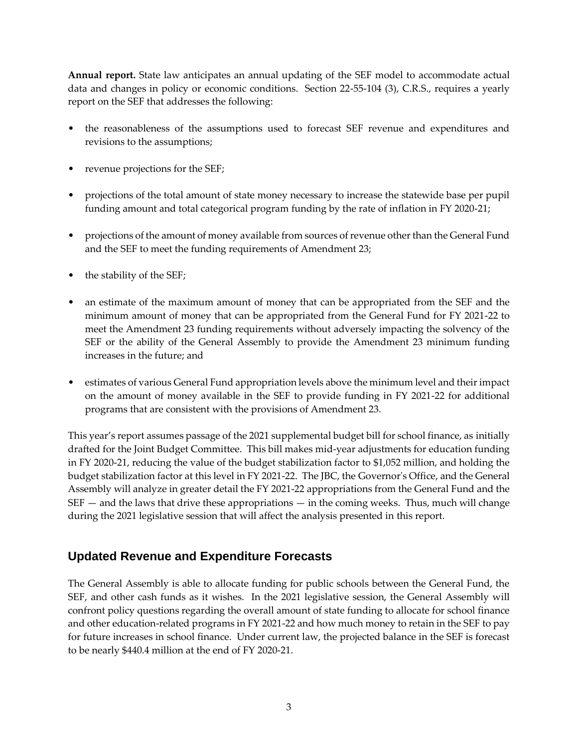**Annual report.** State law anticipates an annual updating of the SEF model to accommodate actual data and changes in policy or economic conditions. Section 22-55-104 (3), C.R.S., requires a yearly report on the SEF that addresses the following:

- the reasonableness of the assumptions used to forecast SEF revenue and expenditures and revisions to the assumptions;
- revenue projections for the SEF;
- projections of the total amount of state money necessary to increase the statewide base per pupil funding amount and total categorical program funding by the rate of inflation in FY 2020-21;
- projections of the amount of money available from sources of revenue other than the General Fund and the SEF to meet the funding requirements of Amendment 23;
- the stability of the SEF;
- an estimate of the maximum amount of money that can be appropriated from the SEF and the minimum amount of money that can be appropriated from the General Fund for FY 2021-22 to meet the Amendment 23 funding requirements without adversely impacting the solvency of the SEF or the ability of the General Assembly to provide the Amendment 23 minimum funding increases in the future; and
- estimates of various General Fund appropriation levels above the minimum level and their impact on the amount of money available in the SEF to provide funding in FY 2021-22 for additional programs that are consistent with the provisions of Amendment 23.

This year's report assumes passage of the 2021 supplemental budget bill for school finance, as initially drafted for the Joint Budget Committee. This bill makes mid-year adjustments for education funding in FY 2020-21, reducing the value of the budget stabilization factor to $1,052 million, and holding the budget stabilization factor at this level in FY 2021-22. The JBC, the Governor's Office, and the General Assembly will analyze in greater detail the FY 2021-22 appropriations from the General Fund and the SEF — and the laws that drive these appropriations — in the coming weeks. Thus, much will change during the 2021 legislative session that will affect the analysis presented in this report.

## Updated Revenue and Expenditure Forecasts

The General Assembly is able to allocate funding for public schools between the General Fund, the SEF, and other cash funds as it wishes. In the 2021 legislative session, the General Assembly will confront policy questions regarding the overall amount of state funding to allocate for school finance and other education-related programs in FY 2021-22 and how much money to retain in the SEF to pay for future increases in school finance. Under current law, the projected balance in the SEF is forecast to be nearly $440.4 million at the end of FY 2020-21.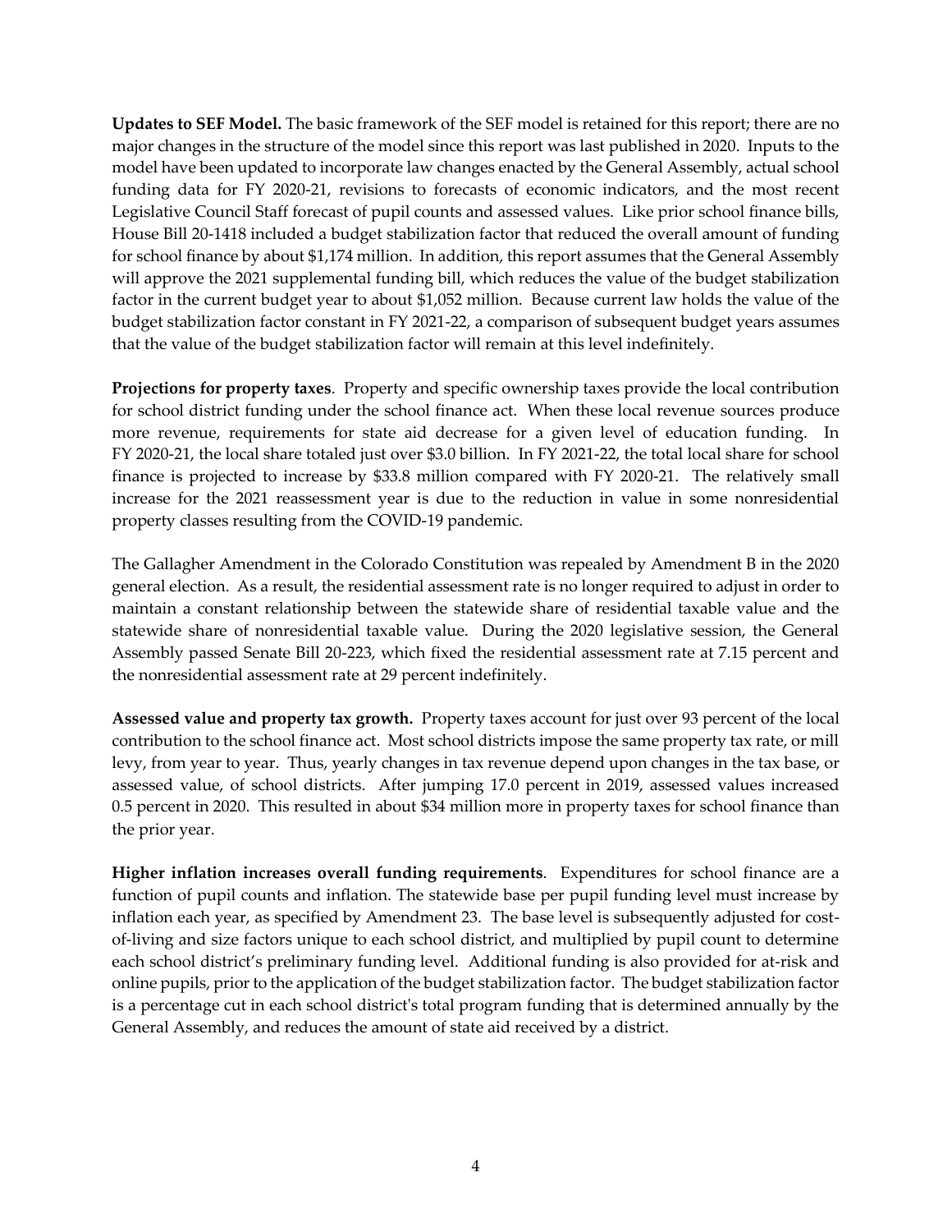**Updates to SEF Model.** The basic framework of the SEF model is retained for this report; there are no major changes in the structure of the model since this report was last published in 2020. Inputs to the model have been updated to incorporate law changes enacted by the General Assembly, actual school funding data for FY 2020-21, revisions to forecasts of economic indicators, and the most recent Legislative Council Staff forecast of pupil counts and assessed values. Like prior school finance bills, House Bill 20-1418 included a budget stabilization factor that reduced the overall amount of funding for school finance by about $1,174 million. In addition, this report assumes that the General Assembly will approve the 2021 supplemental funding bill, which reduces the value of the budget stabilization factor in the current budget year to about $1,052 million. Because current law holds the value of the budget stabilization factor constant in FY 2021-22, a comparison of subsequent budget years assumes that the value of the budget stabilization factor will remain at this level indefinitely.

**Projections for property taxes**. Property and specific ownership taxes provide the local contribution for school district funding under the school finance act. When these local revenue sources produce more revenue, requirements for state aid decrease for a given level of education funding. In FY 2020-21, the local share totaled just over $3.0 billion. In FY 2021-22, the total local share for school finance is projected to increase by $33.8 million compared with FY 2020-21. The relatively small increase for the 2021 reassessment year is due to the reduction in value in some nonresidential property classes resulting from the COVID-19 pandemic.

The Gallagher Amendment in the Colorado Constitution was repealed by Amendment B in the 2020 general election. As a result, the residential assessment rate is no longer required to adjust in order to maintain a constant relationship between the statewide share of residential taxable value and the statewide share of nonresidential taxable value. During the 2020 legislative session, the General Assembly passed Senate Bill 20-223, which fixed the residential assessment rate at 7.15 percent and the nonresidential assessment rate at 29 percent indefinitely.

**Assessed value and property tax growth.** Property taxes account for just over 93 percent of the local contribution to the school finance act. Most school districts impose the same property tax rate, or mill levy, from year to year. Thus, yearly changes in tax revenue depend upon changes in the tax base, or assessed value, of school districts. After jumping 17.0 percent in 2019, assessed values increased 0.5 percent in 2020. This resulted in about $34 million more in property taxes for school finance than the prior year.

**Higher inflation increases overall funding requirements**. Expenditures for school finance are a function of pupil counts and inflation. The statewide base per pupil funding level must increase by inflation each year, as specified by Amendment 23. The base level is subsequently adjusted for cost-of-living and size factors unique to each school district, and multiplied by pupil count to determine each school district's preliminary funding level. Additional funding is also provided for at-risk and online pupils, prior to the application of the budget stabilization factor. The budget stabilization factor is a percentage cut in each school district's total program funding that is determined annually by the General Assembly, and reduces the amount of state aid received by a district.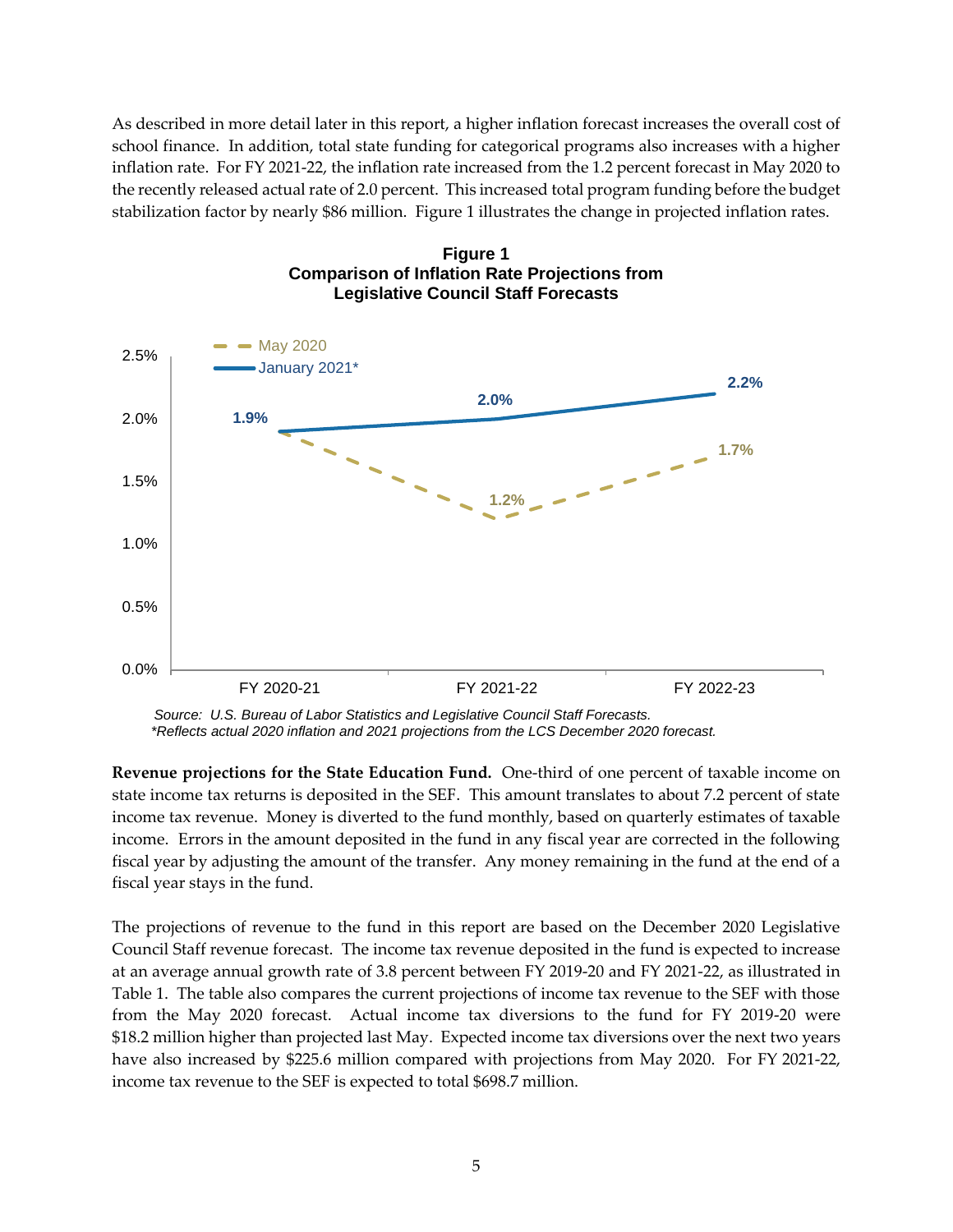As described in more detail later in this report, a higher inflation forecast increases the overall cost of school finance. In addition, total state funding for categorical programs also increases with a higher inflation rate. For FY 2021-22, the inflation rate increased from the 1.2 percent forecast in May 2020 to the recently released actual rate of 2.0 percent. This increased total program funding before the budget stabilization factor by nearly $86 million. Figure 1 illustrates the change in projected inflation rates.

**Figure 1**
**Comparison of Inflation Rate Projections from Legislative Council Staff Forecasts**

| | FY 2020-21 | FY 2021-22 | FY 2022-23 |
|---|---|---|---|
| May 2020 | 1.9% | 1.2% | 1.7% |
| January 2021* | 1.9% | 2.0% | 2.2% |

*Source: U.S. Bureau of Labor Statistics and Legislative Council Staff Forecasts.*
*\*Reflects actual 2020 inflation and 2021 projections from the LCS December 2020 forecast.*

**Revenue projections for the State Education Fund.** One-third of one percent of taxable income on state income tax returns is deposited in the SEF. This amount translates to about 7.2 percent of state income tax revenue. Money is diverted to the fund monthly, based on quarterly estimates of taxable income. Errors in the amount deposited in the fund in any fiscal year are corrected in the following fiscal year by adjusting the amount of the transfer. Any money remaining in the fund at the end of a fiscal year stays in the fund.

The projections of revenue to the fund in this report are based on the December 2020 Legislative Council Staff revenue forecast. The income tax revenue deposited in the fund is expected to increase at an average annual growth rate of 3.8 percent between FY 2019-20 and FY 2021-22, as illustrated in Table 1. The table also compares the current projections of income tax revenue to the SEF with those from the May 2020 forecast. Actual income tax diversions to the fund for FY 2019-20 were $18.2 million higher than projected last May. Expected income tax diversions over the next two years have also increased by $225.6 million compared with projections from May 2020. For FY 2021-22, income tax revenue to the SEF is expected to total $698.7 million.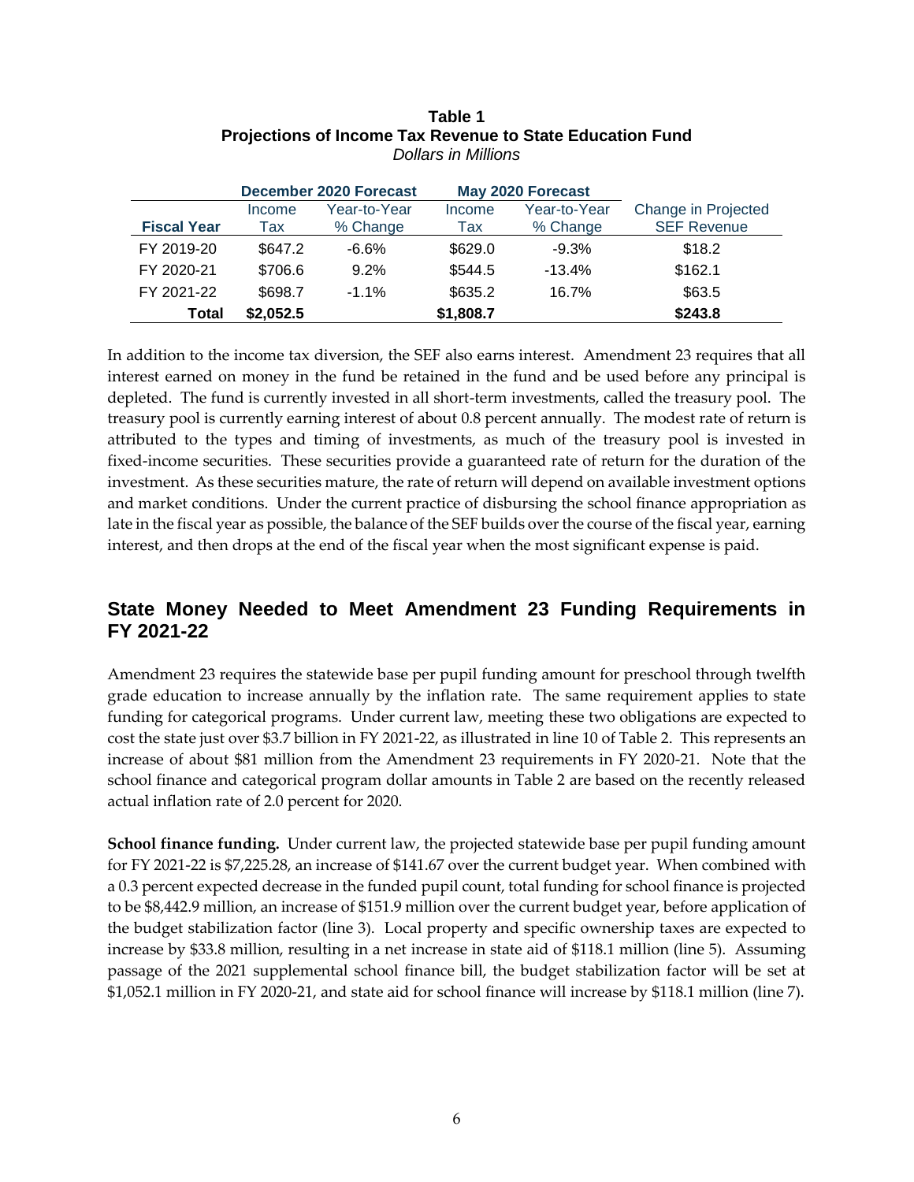**Table 1**
**Projections of Income Tax Revenue to State Education Fund**
*Dollars in Millions*

| | December 2020 Forecast | | May 2020 Forecast | | |
|---|---|---|---|---|---|
| **Fiscal Year** | Income Tax | Year-to-Year % Change | Income Tax | Year-to-Year % Change | Change in Projected SEF Revenue |
| FY 2019-20 | $647.2 | -6.6% | $629.0 | -9.3% | $18.2 |
| FY 2020-21 | $706.6 | 9.2% | $544.5 | -13.4% | $162.1 |
| FY 2021-22 | $698.7 | -1.1% | $635.2 | 16.7% | $63.5 |
| **Total** | **$2,052.5** | | **$1,808.7** | | **$243.8** |

In addition to the income tax diversion, the SEF also earns interest. Amendment 23 requires that all interest earned on money in the fund be retained in the fund and be used before any principal is depleted. The fund is currently invested in all short-term investments, called the treasury pool. The treasury pool is currently earning interest of about 0.8 percent annually. The modest rate of return is attributed to the types and timing of investments, as much of the treasury pool is invested in fixed-income securities. These securities provide a guaranteed rate of return for the duration of the investment. As these securities mature, the rate of return will depend on available investment options and market conditions. Under the current practice of disbursing the school finance appropriation as late in the fiscal year as possible, the balance of the SEF builds over the course of the fiscal year, earning interest, and then drops at the end of the fiscal year when the most significant expense is paid.

## State Money Needed to Meet Amendment 23 Funding Requirements in FY 2021-22

Amendment 23 requires the statewide base per pupil funding amount for preschool through twelfth grade education to increase annually by the inflation rate. The same requirement applies to state funding for categorical programs. Under current law, meeting these two obligations are expected to cost the state just over $3.7 billion in FY 2021-22, as illustrated in line 10 of Table 2. This represents an increase of about $81 million from the Amendment 23 requirements in FY 2020-21. Note that the school finance and categorical program dollar amounts in Table 2 are based on the recently released actual inflation rate of 2.0 percent for 2020.

**School finance funding.** Under current law, the projected statewide base per pupil funding amount for FY 2021-22 is $7,225.28, an increase of $141.67 over the current budget year. When combined with a 0.3 percent expected decrease in the funded pupil count, total funding for school finance is projected to be $8,442.9 million, an increase of $151.9 million over the current budget year, before application of the budget stabilization factor (line 3). Local property and specific ownership taxes are expected to increase by $33.8 million, resulting in a net increase in state aid of $118.1 million (line 5). Assuming passage of the 2021 supplemental school finance bill, the budget stabilization factor will be set at $1,052.1 million in FY 2020-21, and state aid for school finance will increase by $118.1 million (line 7).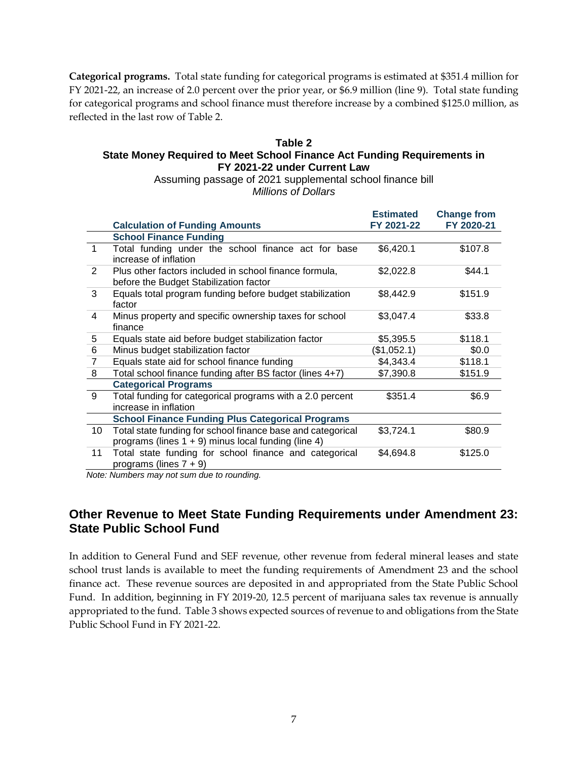**Categorical programs.** Total state funding for categorical programs is estimated at $351.4 million for FY 2021-22, an increase of 2.0 percent over the prior year, or $6.9 million (line 9). Total state funding for categorical programs and school finance must therefore increase by a combined $125.0 million, as reflected in the last row of Table 2.

**Table 2**
**State Money Required to Meet School Finance Act Funding Requirements in FY 2021-22 under Current Law**
Assuming passage of 2021 supplemental school finance bill
*Millions of Dollars*

| | Calculation of Funding Amounts | Estimated FY 2021-22 | Change from FY 2020-21 |
|---|---|---|---|
| | **School Finance Funding** | | |
| 1 | Total funding under the school finance act for base increase of inflation | $6,420.1 | $107.8 |
| 2 | Plus other factors included in school finance formula, before the Budget Stabilization factor | $2,022.8 | $44.1 |
| 3 | Equals total program funding before budget stabilization factor | $8,442.9 | $151.9 |
| 4 | Minus property and specific ownership taxes for school finance | $3,047.4 | $33.8 |
| 5 | Equals state aid before budget stabilization factor | $5,395.5 | $118.1 |
| 6 | Minus budget stabilization factor | ($1,052.1) | $0.0 |
| 7 | Equals state aid for school finance funding | $4,343.4 | $118.1 |
| 8 | Total school finance funding after BS factor (lines 4+7) | $7,390.8 | $151.9 |
| | **Categorical Programs** | | |
| 9 | Total funding for categorical programs with a 2.0 percent increase in inflation | $351.4 | $6.9 |
| | **School Finance Funding Plus Categorical Programs** | | |
| 10 | Total state funding for school finance base and categorical programs (lines 1 + 9) minus local funding (line 4) | $3,724.1 | $80.9 |
| 11 | Total state funding for school finance and categorical programs (lines 7 + 9) | $4,694.8 | $125.0 |

*Note: Numbers may not sum due to rounding.*

## Other Revenue to Meet State Funding Requirements under Amendment 23: State Public School Fund

In addition to General Fund and SEF revenue, other revenue from federal mineral leases and state school trust lands is available to meet the funding requirements of Amendment 23 and the school finance act. These revenue sources are deposited in and appropriated from the State Public School Fund. In addition, beginning in FY 2019-20, 12.5 percent of marijuana sales tax revenue is annually appropriated to the fund. Table 3 shows expected sources of revenue to and obligations from the State Public School Fund in FY 2021-22.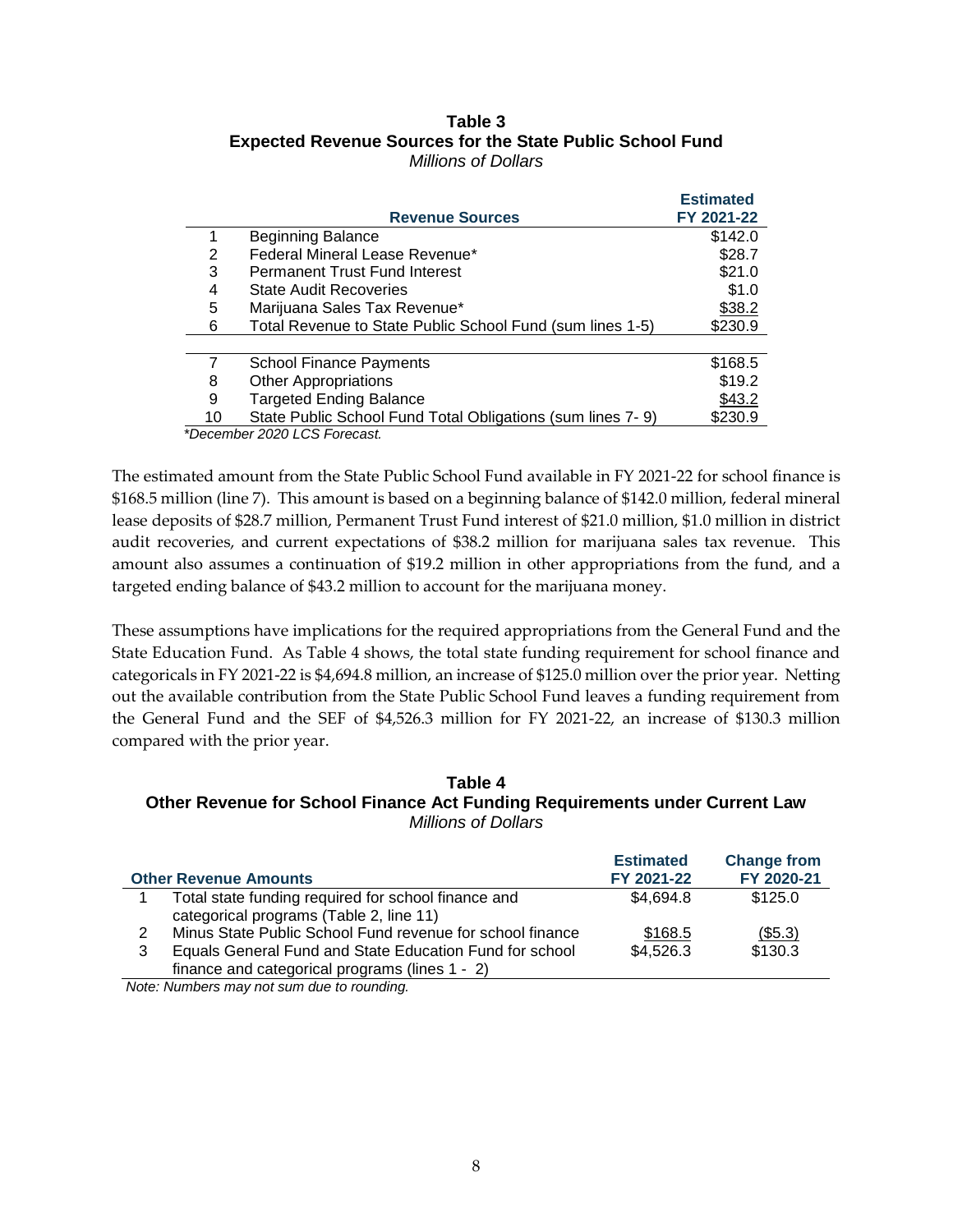**Table 3**
**Expected Revenue Sources for the State Public School Fund**
*Millions of Dollars*

| | Revenue Sources | Estimated FY 2021-22 |
|---|---|---|
| 1 | Beginning Balance | $142.0 |
| 2 | Federal Mineral Lease Revenue* | $28.7 |
| 3 | Permanent Trust Fund Interest | $21.0 |
| 4 | State Audit Recoveries | $1.0 |
| 5 | Marijuana Sales Tax Revenue* | $38.2 |
| 6 | Total Revenue to State Public School Fund (sum lines 1-5) | $230.9 |
| | | |
| 7 | School Finance Payments | $168.5 |
| 8 | Other Appropriations | $19.2 |
| 9 | Targeted Ending Balance | $43.2 |
| 10 | State Public School Fund Total Obligations (sum lines 7- 9) | $230.9 |

*December 2020 LCS Forecast.*

The estimated amount from the State Public School Fund available in FY 2021-22 for school finance is $168.5 million (line 7). This amount is based on a beginning balance of $142.0 million, federal mineral lease deposits of $28.7 million, Permanent Trust Fund interest of $21.0 million, $1.0 million in district audit recoveries, and current expectations of $38.2 million for marijuana sales tax revenue. This amount also assumes a continuation of $19.2 million in other appropriations from the fund, and a targeted ending balance of $43.2 million to account for the marijuana money.

These assumptions have implications for the required appropriations from the General Fund and the State Education Fund. As Table 4 shows, the total state funding requirement for school finance and categoricals in FY 2021-22 is $4,694.8 million, an increase of $125.0 million over the prior year. Netting out the available contribution from the State Public School Fund leaves a funding requirement from the General Fund and the SEF of $4,526.3 million for FY 2021-22, an increase of $130.3 million compared with the prior year.

**Table 4**
**Other Revenue for School Finance Act Funding Requirements under Current Law**
*Millions of Dollars*

| | Other Revenue Amounts | Estimated FY 2021-22 | Change from FY 2020-21 |
|---|---|---|---|
| 1 | Total state funding required for school finance and categorical programs (Table 2, line 11) | $4,694.8 | $125.0 |
| 2 | Minus State Public School Fund revenue for school finance | $168.5 | ($5.3) |
| 3 | Equals General Fund and State Education Fund for school finance and categorical programs (lines 1 - 2) | $4,526.3 | $130.3 |

*Note: Numbers may not sum due to rounding.*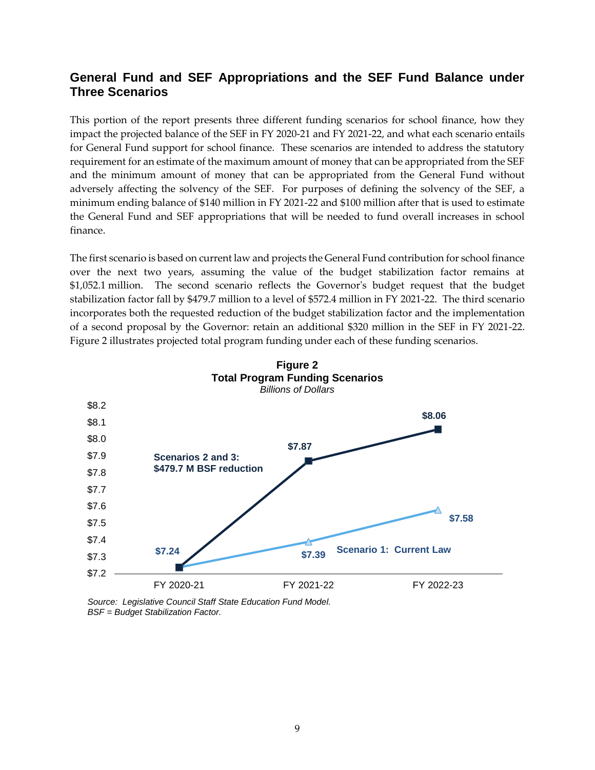## General Fund and SEF Appropriations and the SEF Fund Balance under Three Scenarios

This portion of the report presents three different funding scenarios for school finance, how they impact the projected balance of the SEF in FY 2020-21 and FY 2021-22, and what each scenario entails for General Fund support for school finance. These scenarios are intended to address the statutory requirement for an estimate of the maximum amount of money that can be appropriated from the SEF and the minimum amount of money that can be appropriated from the General Fund without adversely affecting the solvency of the SEF. For purposes of defining the solvency of the SEF, a minimum ending balance of $140 million in FY 2021-22 and $100 million after that is used to estimate the General Fund and SEF appropriations that will be needed to fund overall increases in school finance.

The first scenario is based on current law and projects the General Fund contribution for school finance over the next two years, assuming the value of the budget stabilization factor remains at $1,052.1 million. The second scenario reflects the Governor's budget request that the budget stabilization factor fall by $479.7 million to a level of $572.4 million in FY 2021-22. The third scenario incorporates both the requested reduction of the budget stabilization factor and the implementation of a second proposal by the Governor: retain an additional $320 million in the SEF in FY 2021-22. Figure 2 illustrates projected total program funding under each of these funding scenarios.

**Figure 2**
**Total Program Funding Scenarios**
*Billions of Dollars*

| | FY 2020-21 | FY 2021-22 | FY 2022-23 |
|---|---|---|---|
| Scenarios 2 and 3: $479.7 M BSF reduction | $7.24 | $7.87 | $8.06 |
| Scenario 1: Current Law | $7.24 | $7.39 | $7.58 |

*Source: Legislative Council Staff State Education Fund Model.*
*BSF = Budget Stabilization Factor.*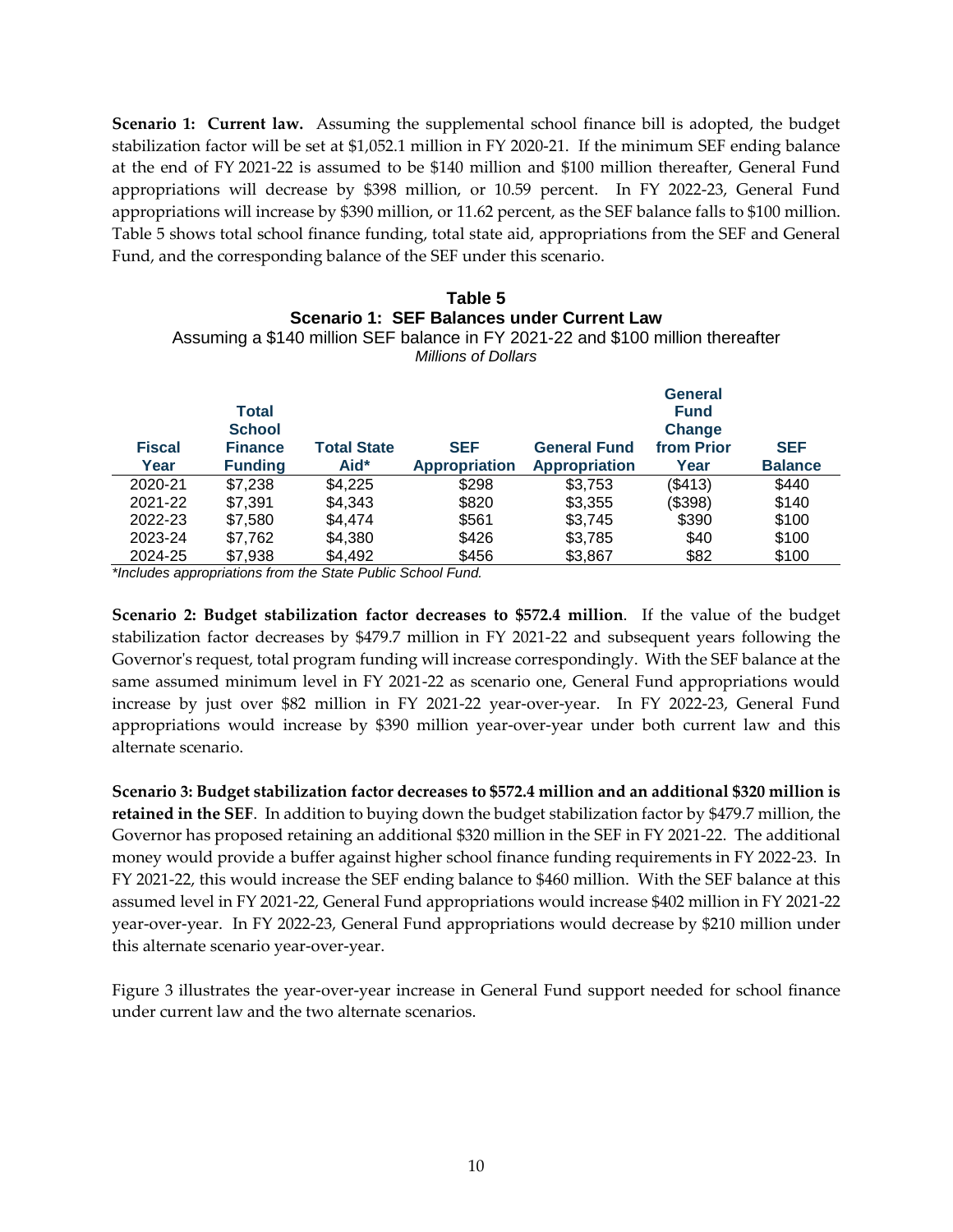**Scenario 1: Current law.** Assuming the supplemental school finance bill is adopted, the budget stabilization factor will be set at $1,052.1 million in FY 2020-21. If the minimum SEF ending balance at the end of FY 2021-22 is assumed to be $140 million and $100 million thereafter, General Fund appropriations will decrease by $398 million, or 10.59 percent. In FY 2022-23, General Fund appropriations will increase by $390 million, or 11.62 percent, as the SEF balance falls to $100 million. Table 5 shows total school finance funding, total state aid, appropriations from the SEF and General Fund, and the corresponding balance of the SEF under this scenario.

**Table 5**
**Scenario 1: SEF Balances under Current Law**
Assuming a $140 million SEF balance in FY 2021-22 and $100 million thereafter
*Millions of Dollars*

| Fiscal Year | Total School Finance Funding | Total State Aid* | SEF Appropriation | General Fund Appropriation | General Fund Change from Prior Year | SEF Balance |
|---|---|---|---|---|---|---|
| 2020-21 | $7,238 | $4,225 | $298 | $3,753 | ($413) | $440 |
| 2021-22 | $7,391 | $4,343 | $820 | $3,355 | ($398) | $140 |
| 2022-23 | $7,580 | $4,474 | $561 | $3,745 | $390 | $100 |
| 2023-24 | $7,762 | $4,380 | $426 | $3,785 | $40 | $100 |
| 2024-25 | $7,938 | $4,492 | $456 | $3,867 | $82 | $100 |

*\*Includes appropriations from the State Public School Fund.*

**Scenario 2: Budget stabilization factor decreases to $572.4 million**. If the value of the budget stabilization factor decreases by $479.7 million in FY 2021-22 and subsequent years following the Governor's request, total program funding will increase correspondingly. With the SEF balance at the same assumed minimum level in FY 2021-22 as scenario one, General Fund appropriations would increase by just over $82 million in FY 2021-22 year-over-year. In FY 2022-23, General Fund appropriations would increase by $390 million year-over-year under both current law and this alternate scenario.

**Scenario 3: Budget stabilization factor decreases to $572.4 million and an additional $320 million is retained in the SEF**. In addition to buying down the budget stabilization factor by $479.7 million, the Governor has proposed retaining an additional $320 million in the SEF in FY 2021-22. The additional money would provide a buffer against higher school finance funding requirements in FY 2022-23. In FY 2021-22, this would increase the SEF ending balance to $460 million. With the SEF balance at this assumed level in FY 2021-22, General Fund appropriations would increase $402 million in FY 2021-22 year-over-year. In FY 2022-23, General Fund appropriations would decrease by $210 million under this alternate scenario year-over-year.

Figure 3 illustrates the year-over-year increase in General Fund support needed for school finance under current law and the two alternate scenarios.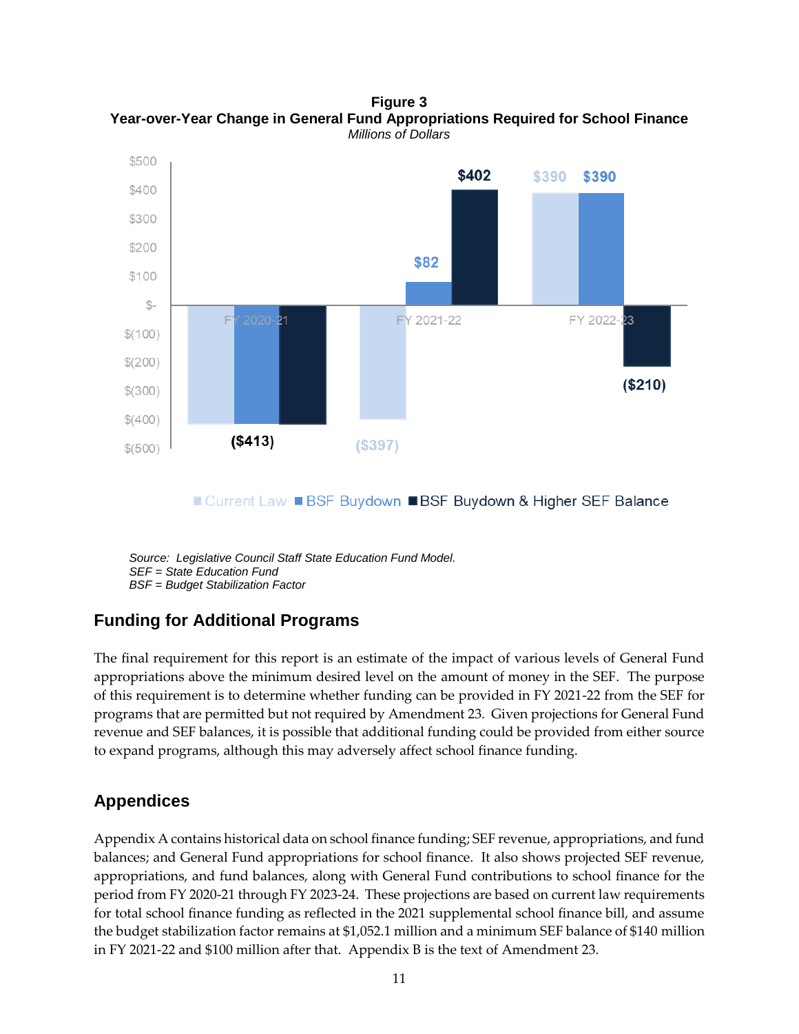**Figure 3**
**Year-over-Year Change in General Fund Appropriations Required for School Finance**
*Millions of Dollars*

| | FY 2020-21 | FY 2021-22 | FY 2022-23 |
|---|---|---|---|
| Current Law | ($413) | ($397) | $390 |
| BSF Buydown | ($413) | $82 | $390 |
| BSF Buydown & Higher SEF Balance | ($413) | $402 | ($210) |

*Source: Legislative Council Staff State Education Fund Model.*
*SEF = State Education Fund*
*BSF = Budget Stabilization Factor*

## Funding for Additional Programs

The final requirement for this report is an estimate of the impact of various levels of General Fund appropriations above the minimum desired level on the amount of money in the SEF. The purpose of this requirement is to determine whether funding can be provided in FY 2021-22 from the SEF for programs that are permitted but not required by Amendment 23. Given projections for General Fund revenue and SEF balances, it is possible that additional funding could be provided from either source to expand programs, although this may adversely affect school finance funding.

## Appendices

Appendix A contains historical data on school finance funding; SEF revenue, appropriations, and fund balances; and General Fund appropriations for school finance. It also shows projected SEF revenue, appropriations, and fund balances, along with General Fund contributions to school finance for the period from FY 2020-21 through FY 2023-24. These projections are based on current law requirements for total school finance funding as reflected in the 2021 supplemental school finance bill, and assume the budget stabilization factor remains at $1,052.1 million and a minimum SEF balance of $140 million in FY 2021-22 and $100 million after that. Appendix B is the text of Amendment 23.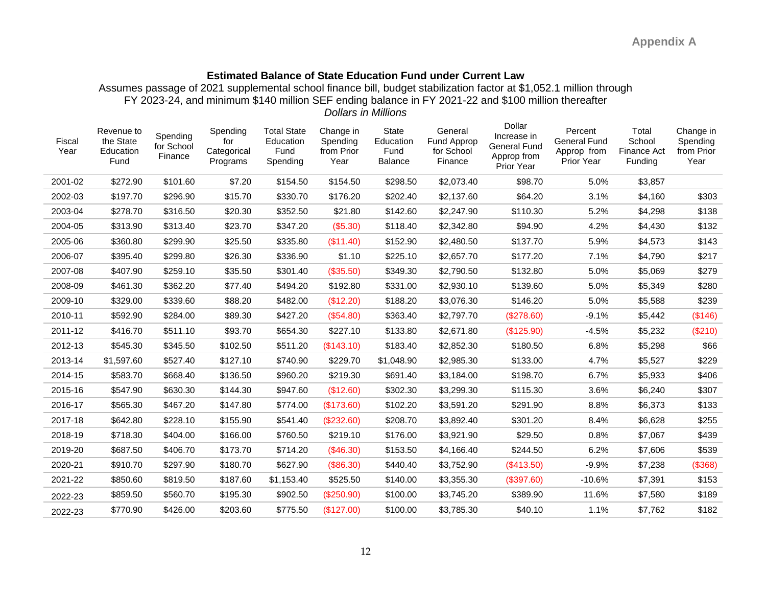**Appendix A**

**Estimated Balance of State Education Fund under Current Law**

Assumes passage of 2021 supplemental school finance bill, budget stabilization factor at $1,052.1 million through FY 2023-24, and minimum $140 million SEF ending balance in FY 2021-22 and $100 million thereafter

*Dollars in Millions*

| Fiscal Year | Revenue to the State Education Fund | Spending for School Finance | Spending for Categorical Programs | Total State Education Fund Spending | Change in Spending from Prior Year | State Education Fund Balance | General Fund Approp for School Finance | Dollar Increase in General Fund Approp from Prior Year | Percent General Fund Approp from Prior Year | Total School Finance Act Funding | Change in Spending from Prior Year |
|---|---|---|---|---|---|---|---|---|---|---|---|
| 2001-02 | $272.90 | $101.60 | $7.20 | $154.50 | $154.50 | $298.50 | $2,073.40 | $98.70 | 5.0% | $3,857 | |
| 2002-03 | $197.70 | $296.90 | $15.70 | $330.70 | $176.20 | $202.40 | $2,137.60 | $64.20 | 3.1% | $4,160 | $303 |
| 2003-04 | $278.70 | $316.50 | $20.30 | $352.50 | $21.80 | $142.60 | $2,247.90 | $110.30 | 5.2% | $4,298 | $138 |
| 2004-05 | $313.90 | $313.40 | $23.70 | $347.20 | ($5.30) | $118.40 | $2,342.80 | $94.90 | 4.2% | $4,430 | $132 |
| 2005-06 | $360.80 | $299.90 | $25.50 | $335.80 | ($11.40) | $152.90 | $2,480.50 | $137.70 | 5.9% | $4,573 | $143 |
| 2006-07 | $395.40 | $299.80 | $26.30 | $336.90 | $1.10 | $225.10 | $2,657.70 | $177.20 | 7.1% | $4,790 | $217 |
| 2007-08 | $407.90 | $259.10 | $35.50 | $301.40 | ($35.50) | $349.30 | $2,790.50 | $132.80 | 5.0% | $5,069 | $279 |
| 2008-09 | $461.30 | $362.20 | $77.40 | $494.20 | $192.80 | $331.00 | $2,930.10 | $139.60 | 5.0% | $5,349 | $280 |
| 2009-10 | $329.00 | $339.60 | $88.20 | $482.00 | ($12.20) | $188.20 | $3,076.30 | $146.20 | 5.0% | $5,588 | $239 |
| 2010-11 | $592.90 | $284.00 | $89.30 | $427.20 | ($54.80) | $363.40 | $2,797.70 | ($278.60) | -9.1% | $5,442 | ($146) |
| 2011-12 | $416.70 | $511.10 | $93.70 | $654.30 | $227.10 | $133.80 | $2,671.80 | ($125.90) | -4.5% | $5,232 | ($210) |
| 2012-13 | $545.30 | $345.50 | $102.50 | $511.20 | ($143.10) | $183.40 | $2,852.30 | $180.50 | 6.8% | $5,298 | $66 |
| 2013-14 | $1,597.60 | $527.40 | $127.10 | $740.90 | $229.70 | $1,048.90 | $2,985.30 | $133.00 | 4.7% | $5,527 | $229 |
| 2014-15 | $583.70 | $668.40 | $136.50 | $960.20 | $219.30 | $691.40 | $3,184.00 | $198.70 | 6.7% | $5,933 | $406 |
| 2015-16 | $547.90 | $630.30 | $144.30 | $947.60 | ($12.60) | $302.30 | $3,299.30 | $115.30 | 3.6% | $6,240 | $307 |
| 2016-17 | $565.30 | $467.20 | $147.80 | $774.00 | ($173.60) | $102.20 | $3,591.20 | $291.90 | 8.8% | $6,373 | $133 |
| 2017-18 | $642.80 | $228.10 | $155.90 | $541.40 | ($232.60) | $208.70 | $3,892.40 | $301.20 | 8.4% | $6,628 | $255 |
| 2018-19 | $718.30 | $404.00 | $166.00 | $760.50 | $219.10 | $176.00 | $3,921.90 | $29.50 | 0.8% | $7,067 | $439 |
| 2019-20 | $687.50 | $406.70 | $173.70 | $714.20 | ($46.30) | $153.50 | $4,166.40 | $244.50 | 6.2% | $7,606 | $539 |
| 2020-21 | $910.70 | $297.90 | $180.70 | $627.90 | ($86.30) | $440.40 | $3,752.90 | ($413.50) | -9.9% | $7,238 | ($368) |
| 2021-22 | $850.60 | $819.50 | $187.60 | $1,153.40 | $525.50 | $140.00 | $3,355.30 | ($397.60) | -10.6% | $7,391 | $153 |
| 2022-23 | $859.50 | $560.70 | $195.30 | $902.50 | ($250.90) | $100.00 | $3,745.20 | $389.90 | 11.6% | $7,580 | $189 |
| 2022-23 | $770.90 | $426.00 | $203.60 | $775.50 | ($127.00) | $100.00 | $3,785.30 | $40.10 | 1.1% | $7,762 | $182 |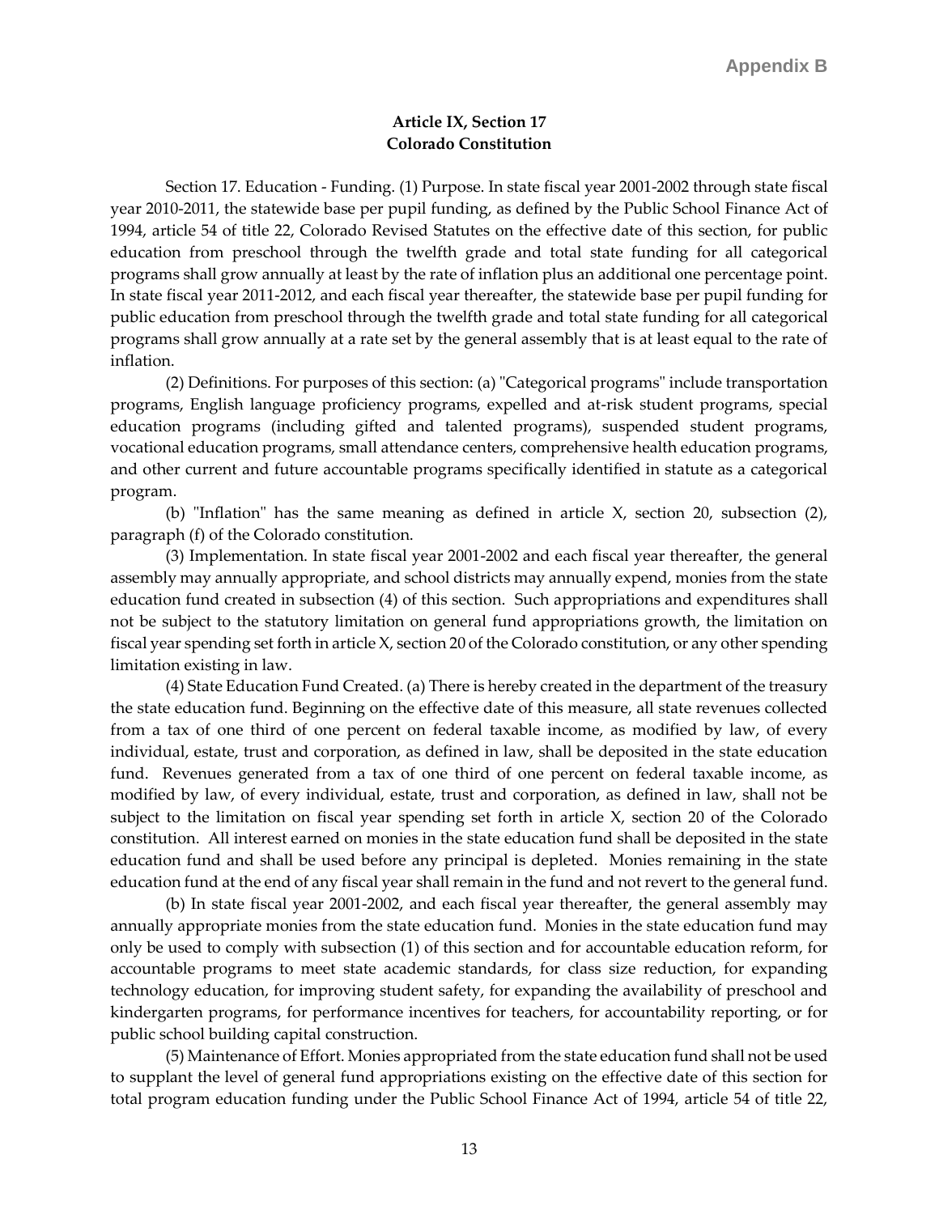Appendix B

**Article IX, Section 17**
**Colorado Constitution**

Section 17. Education - Funding. (1) Purpose. In state fiscal year 2001-2002 through state fiscal year 2010-2011, the statewide base per pupil funding, as defined by the Public School Finance Act of 1994, article 54 of title 22, Colorado Revised Statutes on the effective date of this section, for public education from preschool through the twelfth grade and total state funding for all categorical programs shall grow annually at least by the rate of inflation plus an additional one percentage point. In state fiscal year 2011-2012, and each fiscal year thereafter, the statewide base per pupil funding for public education from preschool through the twelfth grade and total state funding for all categorical programs shall grow annually at a rate set by the general assembly that is at least equal to the rate of inflation.

(2) Definitions. For purposes of this section: (a) "Categorical programs" include transportation programs, English language proficiency programs, expelled and at-risk student programs, special education programs (including gifted and talented programs), suspended student programs, vocational education programs, small attendance centers, comprehensive health education programs, and other current and future accountable programs specifically identified in statute as a categorical program.

(b) "Inflation" has the same meaning as defined in article X, section 20, subsection (2), paragraph (f) of the Colorado constitution.

(3) Implementation. In state fiscal year 2001-2002 and each fiscal year thereafter, the general assembly may annually appropriate, and school districts may annually expend, monies from the state education fund created in subsection (4) of this section. Such appropriations and expenditures shall not be subject to the statutory limitation on general fund appropriations growth, the limitation on fiscal year spending set forth in article X, section 20 of the Colorado constitution, or any other spending limitation existing in law.

(4) State Education Fund Created. (a) There is hereby created in the department of the treasury the state education fund. Beginning on the effective date of this measure, all state revenues collected from a tax of one third of one percent on federal taxable income, as modified by law, of every individual, estate, trust and corporation, as defined in law, shall be deposited in the state education fund. Revenues generated from a tax of one third of one percent on federal taxable income, as modified by law, of every individual, estate, trust and corporation, as defined in law, shall not be subject to the limitation on fiscal year spending set forth in article X, section 20 of the Colorado constitution. All interest earned on monies in the state education fund shall be deposited in the state education fund and shall be used before any principal is depleted. Monies remaining in the state education fund at the end of any fiscal year shall remain in the fund and not revert to the general fund.

(b) In state fiscal year 2001-2002, and each fiscal year thereafter, the general assembly may annually appropriate monies from the state education fund. Monies in the state education fund may only be used to comply with subsection (1) of this section and for accountable education reform, for accountable programs to meet state academic standards, for class size reduction, for expanding technology education, for improving student safety, for expanding the availability of preschool and kindergarten programs, for performance incentives for teachers, for accountability reporting, or for public school building capital construction.

(5) Maintenance of Effort. Monies appropriated from the state education fund shall not be used to supplant the level of general fund appropriations existing on the effective date of this section for total program education funding under the Public School Finance Act of 1994, article 54 of title 22,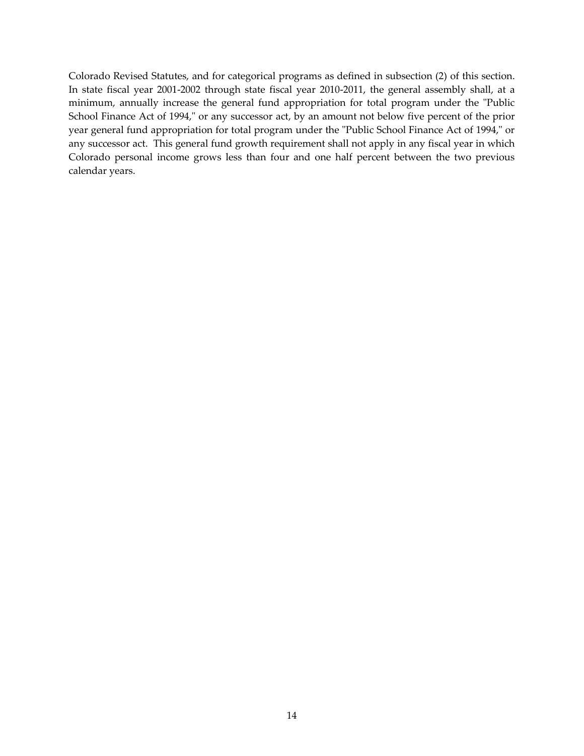Colorado Revised Statutes, and for categorical programs as defined in subsection (2) of this section. In state fiscal year 2001-2002 through state fiscal year 2010-2011, the general assembly shall, at a minimum, annually increase the general fund appropriation for total program under the "Public School Finance Act of 1994," or any successor act, by an amount not below five percent of the prior year general fund appropriation for total program under the "Public School Finance Act of 1994," or any successor act. This general fund growth requirement shall not apply in any fiscal year in which Colorado personal income grows less than four and one half percent between the two previous calendar years.